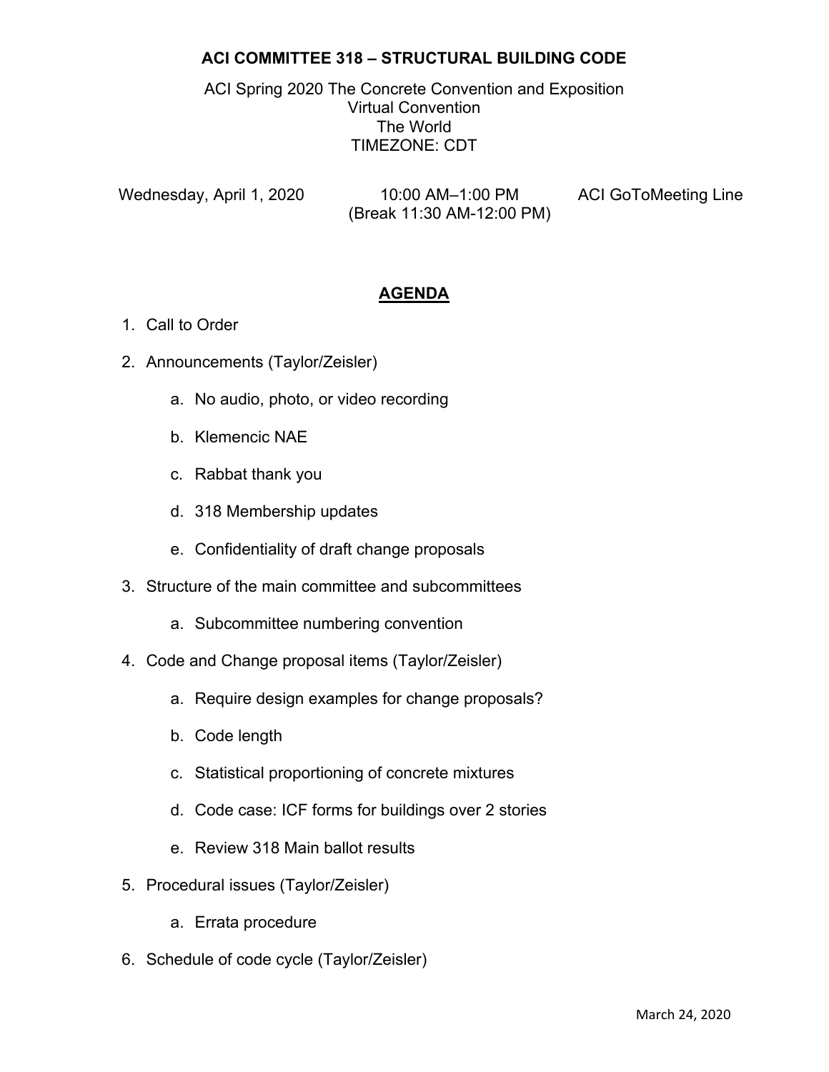# ACI COMMITTEE 318 – STRUCTURAL BUILDING CODE

ACI Spring 2020 The Concrete Convention and Exposition
Virtual Convention
The World
TIMEZONE: CDT

Wednesday, April 1, 2020 &nbsp;&nbsp;&nbsp; 10:00 AM–1:00 PM (Break 11:30 AM-12:00 PM) &nbsp;&nbsp;&nbsp; ACI GoToMeeting Line

## AGENDA

1. Call to Order
2. Announcements (Taylor/Zeisler)
    a. No audio, photo, or video recording
    b. Klemencic NAE
    c. Rabbat thank you
    d. 318 Membership updates
    e. Confidentiality of draft change proposals
3. Structure of the main committee and subcommittees
    a. Subcommittee numbering convention
4. Code and Change proposal items (Taylor/Zeisler)
    a. Require design examples for change proposals?
    b. Code length
    c. Statistical proportioning of concrete mixtures
    d. Code case: ICF forms for buildings over 2 stories
    e. Review 318 Main ballot results
5. Procedural issues (Taylor/Zeisler)
    a. Errata procedure
6. Schedule of code cycle (Taylor/Zeisler)

March 24, 2020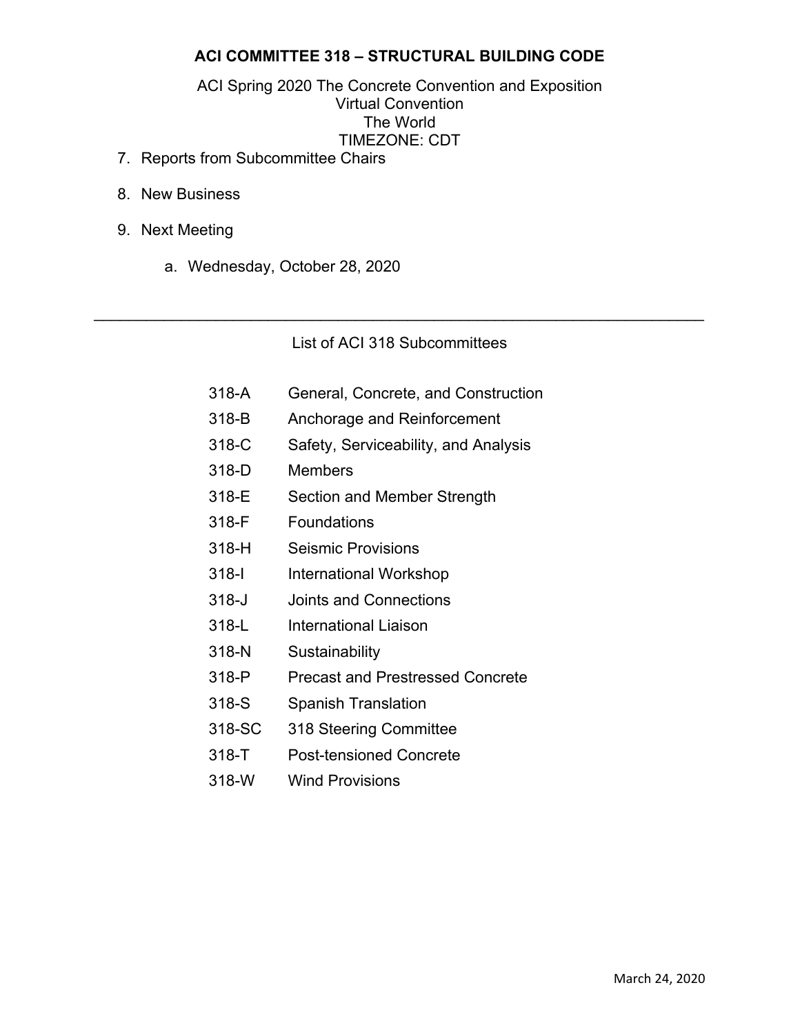**ACI COMMITTEE 318 – STRUCTURAL BUILDING CODE**

ACI Spring 2020 The Concrete Convention and Exposition
Virtual Convention
The World
TIMEZONE: CDT

7. Reports from Subcommittee Chairs

8. New Business

9. Next Meeting

   a. Wednesday, October 28, 2020

---

List of ACI 318 Subcommittees

| | |
|---|---|
| 318-A | General, Concrete, and Construction |
| 318-B | Anchorage and Reinforcement |
| 318-C | Safety, Serviceability, and Analysis |
| 318-D | Members |
| 318-E | Section and Member Strength |
| 318-F | Foundations |
| 318-H | Seismic Provisions |
| 318-I | International Workshop |
| 318-J | Joints and Connections |
| 318-L | International Liaison |
| 318-N | Sustainability |
| 318-P | Precast and Prestressed Concrete |
| 318-S | Spanish Translation |
| 318-SC | 318 Steering Committee |
| 318-T | Post-tensioned Concrete |
| 318-W | Wind Provisions |

March 24, 2020